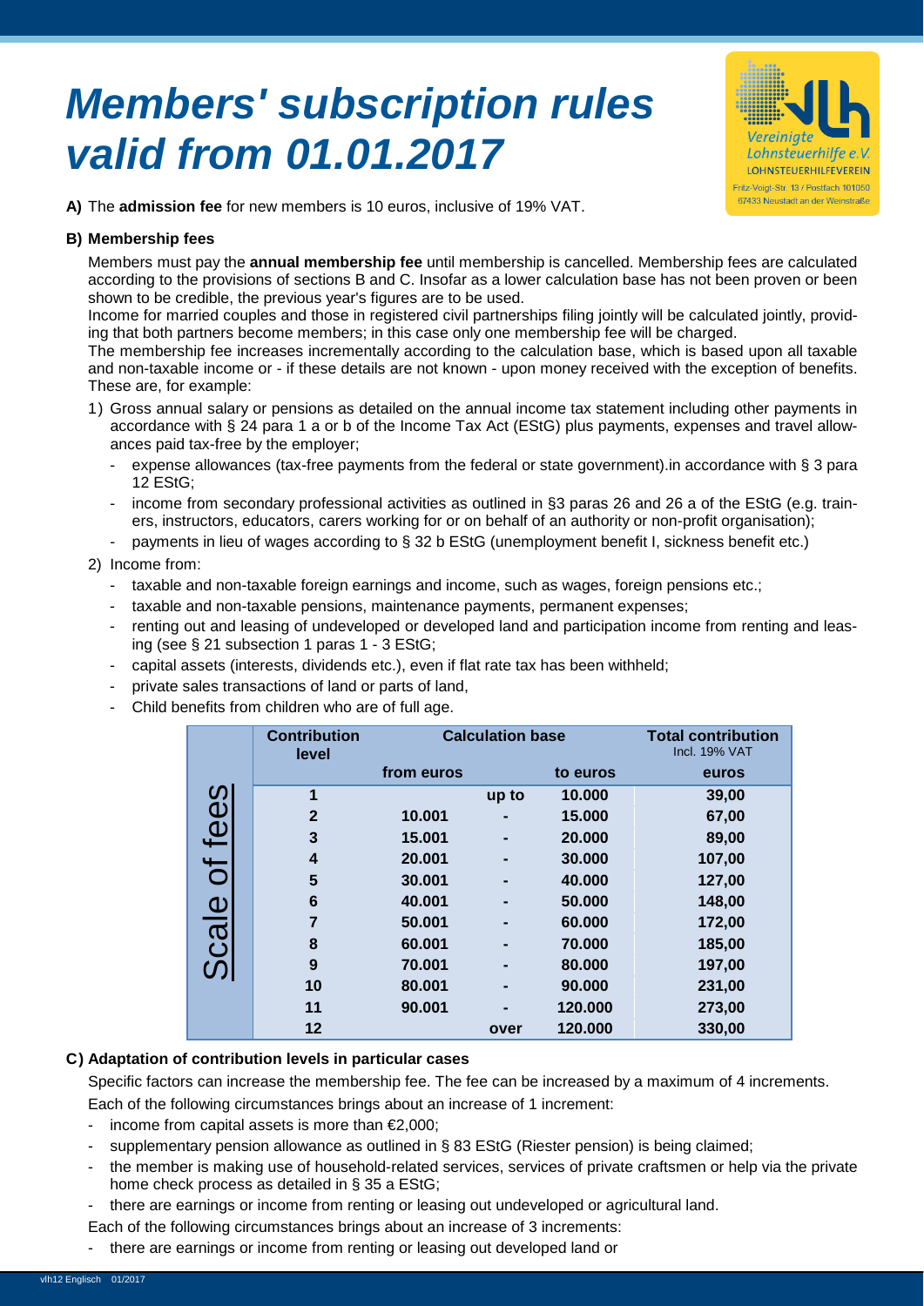# *Members' subscription rules valid from 01.01.2017*

**A)** The **admission fee** for new members is 10 euros, inclusive of 19% VAT.

**B) Membership fees**

Members must pay the **annual membership fee** until membership is cancelled. Membership fees are calculated according to the provisions of sections B and C. Insofar as a lower calculation base has not been proven or been shown to be credible, the previous year's figures are to be used.

Income for married couples and those in registered civil partnerships filing jointly will be calculated jointly, providing that both partners become members; in this case only one membership fee will be charged.

The membership fee increases incrementally according to the calculation base, which is based upon all taxable and non-taxable income or - if these details are not known - upon money received with the exception of benefits. These are, for example:

1) Gross annual salary or pensions as detailed on the annual income tax statement including other payments in accordance with § 24 para 1 a or b of the Income Tax Act (EStG) plus payments, expenses and travel allowances paid tax-free by the employer;
   - expense allowances (tax-free payments from the federal or state government).in accordance with § 3 para 12 EStG;
   - income from secondary professional activities as outlined in §3 paras 26 and 26 a of the EStG (e.g. trainers, instructors, educators, carers working for or on behalf of an authority or non-profit organisation);
   - payments in lieu of wages according to § 32 b EStG (unemployment benefit I, sickness benefit etc.)
2) Income from:
   - taxable and non-taxable foreign earnings and income, such as wages, foreign pensions etc.;
   - taxable and non-taxable pensions, maintenance payments, permanent expenses;
   - renting out and leasing of undeveloped or developed land and participation income from renting and leasing (see § 21 subsection 1 paras 1 - 3 EStG;
   - capital assets (interests, dividends etc.), even if flat rate tax has been withheld;
   - private sales transactions of land or parts of land,
   - Child benefits from children who are of full age.

| Scale of fees | Contribution level | Calculation base | | | Total contribution Incl. 19% VAT |
|---|---|---|---|---|---|
| | | from euros | | to euros | euros |
| | 1 | | up to | 10.000 | 39,00 |
| | 2 | 10.001 | - | 15.000 | 67,00 |
| | 3 | 15.001 | - | 20.000 | 89,00 |
| | 4 | 20.001 | - | 30.000 | 107,00 |
| | 5 | 30.001 | - | 40.000 | 127,00 |
| | 6 | 40.001 | - | 50.000 | 148,00 |
| | 7 | 50.001 | - | 60.000 | 172,00 |
| | 8 | 60.001 | - | 70.000 | 185,00 |
| | 9 | 70.001 | - | 80.000 | 197,00 |
| | 10 | 80.001 | - | 90.000 | 231,00 |
| | 11 | 90.001 | - | 120.000 | 273,00 |
| | 12 | | over | 120.000 | 330,00 |

**C) Adaptation of contribution levels in particular cases**

Specific factors can increase the membership fee. The fee can be increased by a maximum of 4 increments.

Each of the following circumstances brings about an increase of 1 increment:

- income from capital assets is more than €2,000;
- supplementary pension allowance as outlined in § 83 EStG (Riester pension) is being claimed;
- the member is making use of household-related services, services of private craftsmen or help via the private home check process as detailed in § 35 a EStG;
- there are earnings or income from renting or leasing out undeveloped or agricultural land.

Each of the following circumstances brings about an increase of 3 increments:

- there are earnings or income from renting or leasing out developed land or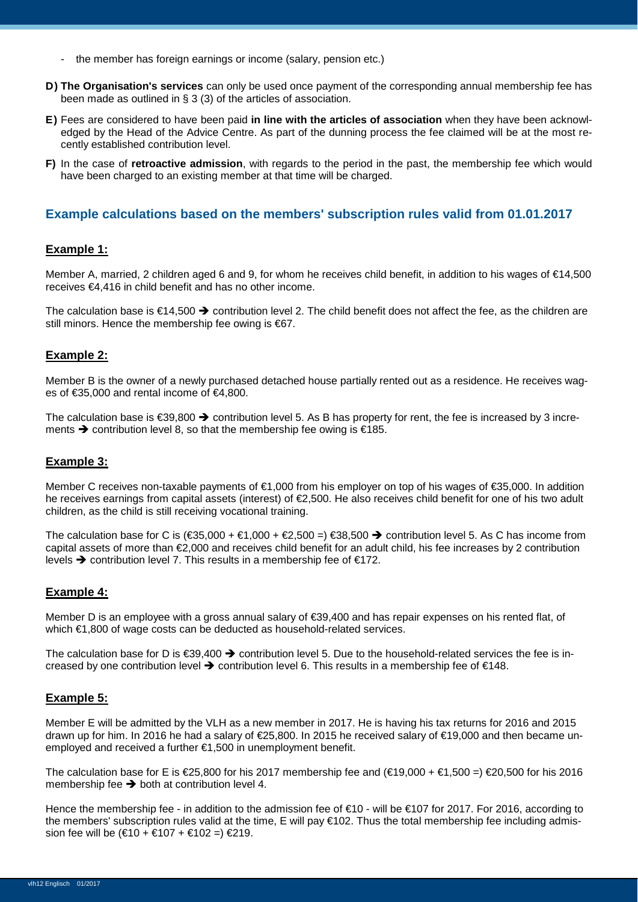- the member has foreign earnings or income (salary, pension etc.)

**D) The Organisation's services** can only be used once payment of the corresponding annual membership fee has been made as outlined in § 3 (3) of the articles of association.

**E)** Fees are considered to have been paid **in line with the articles of association** when they have been acknowledged by the Head of the Advice Centre. As part of the dunning process the fee claimed will be at the most recently established contribution level.

**F)** In the case of **retroactive admission**, with regards to the period in the past, the membership fee which would have been charged to an existing member at that time will be charged.

## Example calculations based on the members' subscription rules valid from 01.01.2017

### Example 1:

Member A, married, 2 children aged 6 and 9, for whom he receives child benefit, in addition to his wages of €14,500 receives €4,416 in child benefit and has no other income.

The calculation base is €14,500 ➔ contribution level 2. The child benefit does not affect the fee, as the children are still minors. Hence the membership fee owing is €67.

### Example 2:

Member B is the owner of a newly purchased detached house partially rented out as a residence. He receives wages of €35,000 and rental income of €4,800.

The calculation base is €39,800 ➔ contribution level 5. As B has property for rent, the fee is increased by 3 increments ➔ contribution level 8, so that the membership fee owing is €185.

### Example 3:

Member C receives non-taxable payments of €1,000 from his employer on top of his wages of €35,000. In addition he receives earnings from capital assets (interest) of €2,500. He also receives child benefit for one of his two adult children, as the child is still receiving vocational training.

The calculation base for C is (€35,000 + €1,000 + €2,500 =) €38,500 ➔ contribution level 5. As C has income from capital assets of more than €2,000 and receives child benefit for an adult child, his fee increases by 2 contribution levels ➔ contribution level 7. This results in a membership fee of €172.

### Example 4:

Member D is an employee with a gross annual salary of €39,400 and has repair expenses on his rented flat, of which €1,800 of wage costs can be deducted as household-related services.

The calculation base for D is €39,400 ➔ contribution level 5. Due to the household-related services the fee is increased by one contribution level ➔ contribution level 6. This results in a membership fee of €148.

### Example 5:

Member E will be admitted by the VLH as a new member in 2017. He is having his tax returns for 2016 and 2015 drawn up for him. In 2016 he had a salary of €25,800. In 2015 he received salary of €19,000 and then became unemployed and received a further €1,500 in unemployment benefit.

The calculation base for E is €25,800 for his 2017 membership fee and (€19,000 + €1,500 =) €20,500 for his 2016 membership fee ➔ both at contribution level 4.

Hence the membership fee - in addition to the admission fee of €10 - will be €107 for 2017. For 2016, according to the members' subscription rules valid at the time, E will pay €102. Thus the total membership fee including admission fee will be (€10 + €107 + €102 =) €219.